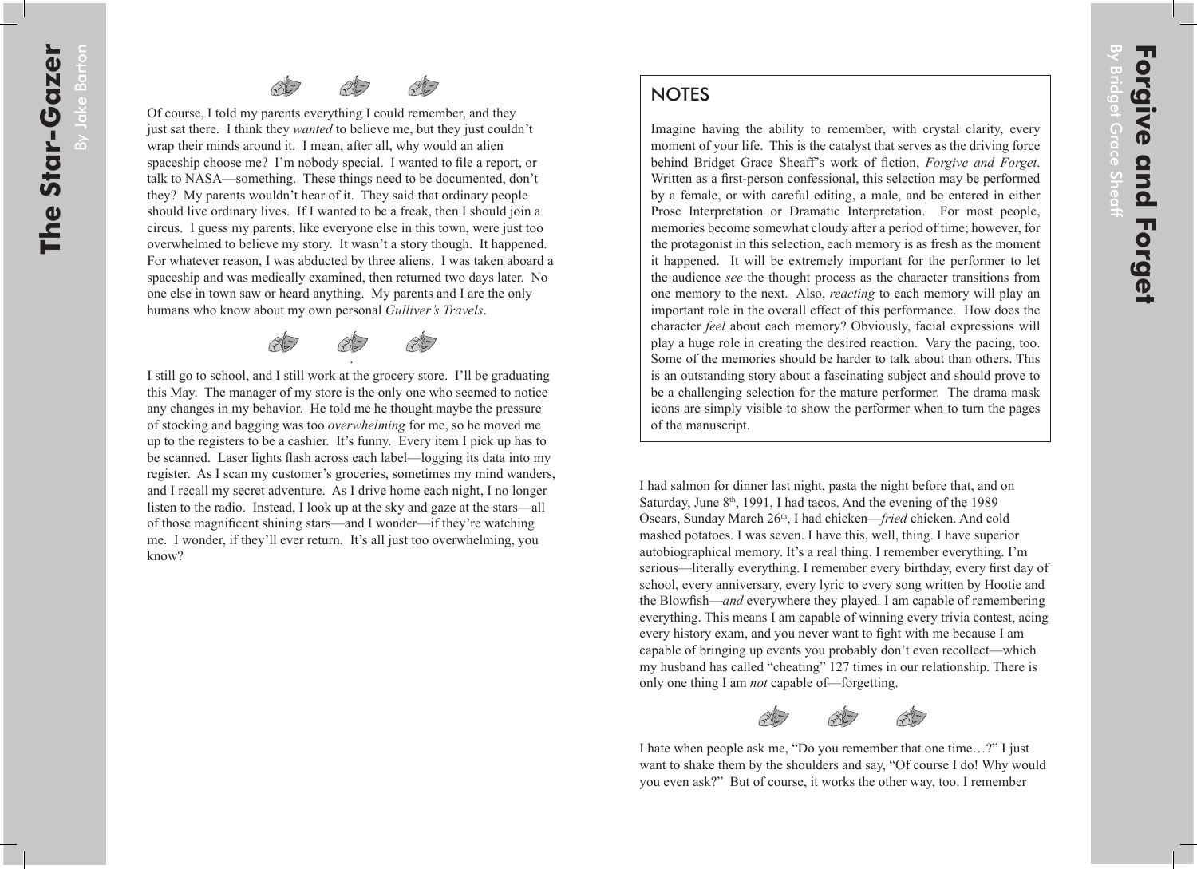Of course, I told my parents everything I could remember, and they just sat there. I think they *wanted* to believe me, but they just couldn't wrap their minds around it. I mean, after all, why would an alien spaceship choose me? I'm nobody special. I wanted to file a report, or talk to NASA—something. These things need to be documented, don't they? My parents wouldn't hear of it. They said that ordinary people should live ordinary lives. If I wanted to be a freak, then I should join a circus. I guess my parents, like everyone else in this town, were just too overwhelmed to believe my story. It wasn't a story though. It happened. For whatever reason, I was abducted by three aliens. I was taken aboard a spaceship and was medically examined, then returned two days later. No one else in town saw or heard anything. My parents and I are the only humans who know about my own personal *Gulliver's Travels*.

I still go to school, and I still work at the grocery store. I'll be graduating this May. The manager of my store is the only one who seemed to notice any changes in my behavior. He told me he thought maybe the pressure of stocking and bagging was too *overwhelming* for me, so he moved me up to the registers to be a cashier. It's funny. Every item I pick up has to be scanned. Laser lights flash across each label—logging its data into my register. As I scan my customer's groceries, sometimes my mind wanders, and I recall my secret adventure. As I drive home each night, I no longer listen to the radio. Instead, I look up at the sky and gaze at the stars—all of those magnificent shining stars—and I wonder—if they're watching me. I wonder, if they'll ever return. It's all just too overwhelming, you know?

# Forgive and Forget

By Bridget Grace Sheaff

## NOTES

Imagine having the ability to remember, with crystal clarity, every moment of your life. This is the catalyst that serves as the driving force behind Bridget Grace Sheaff's work of fiction, *Forgive and Forget*. Written as a first-person confessional, this selection may be performed by a female, or with careful editing, a male, and be entered in either Prose Interpretation or Dramatic Interpretation. For most people, memories become somewhat cloudy after a period of time; however, for the protagonist in this selection, each memory is as fresh as the moment it happened. It will be extremely important for the performer to let the audience *see* the thought process as the character transitions from one memory to the next. Also, *reacting* to each memory will play an important role in the overall effect of this performance. How does the character *feel* about each memory? Obviously, facial expressions will play a huge role in creating the desired reaction. Vary the pacing, too. Some of the memories should be harder to talk about than others. This is an outstanding story about a fascinating subject and should prove to be a challenging selection for the mature performer. The drama mask icons are simply visible to show the performer when to turn the pages of the manuscript.

I had salmon for dinner last night, pasta the night before that, and on Saturday, June 8th, 1991, I had tacos. And the evening of the 1989 Oscars, Sunday March 26th, I had chicken—*fried* chicken. And cold mashed potatoes. I was seven. I have this, well, thing. I have superior autobiographical memory. It's a real thing. I remember everything. I'm serious—literally everything. I remember every birthday, every first day of school, every anniversary, every lyric to every song written by Hootie and the Blowfish—*and* everywhere they played. I am capable of remembering everything. This means I am capable of winning every trivia contest, acing every history exam, and you never want to fight with me because I am capable of bringing up events you probably don't even recollect—which my husband has called "cheating" 127 times in our relationship. There is only one thing I am *not* capable of—forgetting.

I hate when people ask me, "Do you remember that one time…?" I just want to shake them by the shoulders and say, "Of course I do! Why would you even ask?" But of course, it works the other way, too. I remember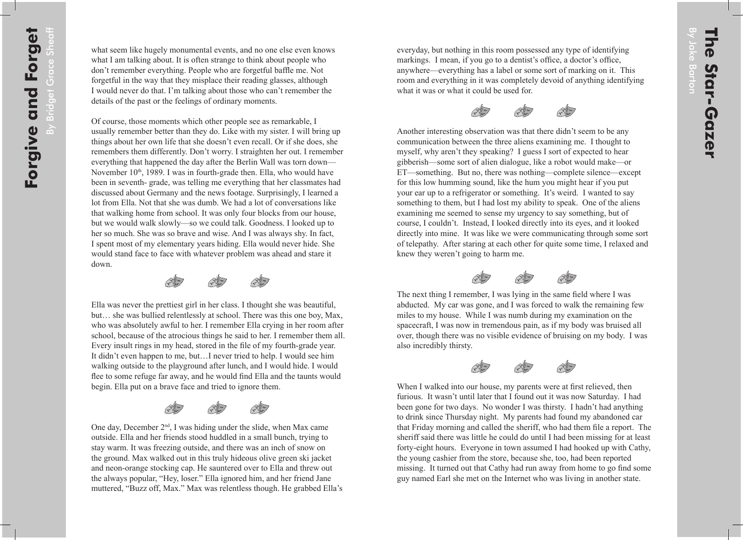what seem like hugely monumental events, and no one else even knows what I am talking about. It is often strange to think about people who don't remember everything. People who are forgetful baffle me. Not forgetful in the way that they misplace their reading glasses, although I would never do that. I'm talking about those who can't remember the details of the past or the feelings of ordinary moments.

Of course, those moments which other people see as remarkable, I usually remember better than they do. Like with my sister. I will bring up things about her own life that she doesn't even recall. Or if she does, she remembers them differently. Don't worry. I straighten her out. I remember everything that happened the day after the Berlin Wall was torn down—November 10th, 1989. I was in fourth-grade then. Ella, who would have been in seventh- grade, was telling me everything that her classmates had discussed about Germany and the news footage. Surprisingly, I learned a lot from Ella. Not that she was dumb. We had a lot of conversations like that walking home from school. It was only four blocks from our house, but we would walk slowly—so we could talk. Goodness. I looked up to her so much. She was so brave and wise. And I was always shy. In fact, I spent most of my elementary years hiding. Ella would never hide. She would stand face to face with whatever problem was ahead and stare it down.

Ella was never the prettiest girl in her class. I thought she was beautiful, but… she was bullied relentlessly at school. There was this one boy, Max, who was absolutely awful to her. I remember Ella crying in her room after school, because of the atrocious things he said to her. I remember them all. Every insult rings in my head, stored in the file of my fourth-grade year. It didn't even happen to me, but…I never tried to help. I would see him walking outside to the playground after lunch, and I would hide. I would flee to some refuge far away, and he would find Ella and the taunts would begin. Ella put on a brave face and tried to ignore them.

One day, December 2nd, I was hiding under the slide, when Max came outside. Ella and her friends stood huddled in a small bunch, trying to stay warm. It was freezing outside, and there was an inch of snow on the ground. Max walked out in this truly hideous olive green ski jacket and neon-orange stocking cap. He sauntered over to Ella and threw out the always popular, "Hey, loser." Ella ignored him, and her friend Jane muttered, "Buzz off, Max." Max was relentless though. He grabbed Ella's

everyday, but nothing in this room possessed any type of identifying markings. I mean, if you go to a dentist's office, a doctor's office, anywhere—everything has a label or some sort of marking on it. This room and everything in it was completely devoid of anything identifying what it was or what it could be used for.

Another interesting observation was that there didn't seem to be any communication between the three aliens examining me. I thought to myself, why aren't they speaking? I guess I sort of expected to hear gibberish—some sort of alien dialogue, like a robot would make—or ET—something. But no, there was nothing—complete silence—except for this low humming sound, like the hum you might hear if you put your ear up to a refrigerator or something. It's weird. I wanted to say something to them, but I had lost my ability to speak. One of the aliens examining me seemed to sense my urgency to say something, but of course, I couldn't. Instead, I looked directly into its eyes, and it looked directly into mine. It was like we were communicating through some sort of telepathy. After staring at each other for quite some time, I relaxed and knew they weren't going to harm me.

The next thing I remember, I was lying in the same field where I was abducted. My car was gone, and I was forced to walk the remaining few miles to my house. While I was numb during my examination on the spacecraft, I was now in tremendous pain, as if my body was bruised all over, though there was no visible evidence of bruising on my body. I was also incredibly thirsty.

When I walked into our house, my parents were at first relieved, then furious. It wasn't until later that I found out it was now Saturday. I had been gone for two days. No wonder I was thirsty. I hadn't had anything to drink since Thursday night. My parents had found my abandoned car that Friday morning and called the sheriff, who had them file a report. The sheriff said there was little he could do until I had been missing for at least forty-eight hours. Everyone in town assumed I had hooked up with Cathy, the young cashier from the store, because she, too, had been reported missing. It turned out that Cathy had run away from home to go find some guy named Earl she met on the Internet who was living in another state.